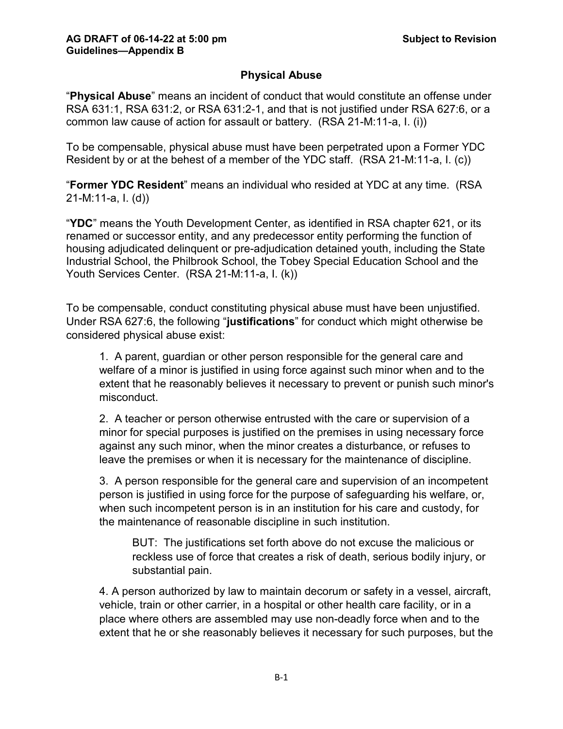AG DRAFT of 06-14-22 at 5:00 pm — Subject to Revision

**Guidelines—Appendix B**

## Physical Abuse

"**Physical Abuse**" means an incident of conduct that would constitute an offense under RSA 631:1, RSA 631:2, or RSA 631:2-1, and that is not justified under RSA 627:6, or a common law cause of action for assault or battery. (RSA 21-M:11-a, I. (i))

To be compensable, physical abuse must have been perpetrated upon a Former YDC Resident by or at the behest of a member of the YDC staff. (RSA 21-M:11-a, I. (c))

"**Former YDC Resident**" means an individual who resided at YDC at any time. (RSA 21-M:11-a, I. (d))

"**YDC**" means the Youth Development Center, as identified in RSA chapter 621, or its renamed or successor entity, and any predecessor entity performing the function of housing adjudicated delinquent or pre-adjudication detained youth, including the State Industrial School, the Philbrook School, the Tobey Special Education School and the Youth Services Center. (RSA 21-M:11-a, I. (k))

To be compensable, conduct constituting physical abuse must have been unjustified. Under RSA 627:6, the following "**justifications**" for conduct which might otherwise be considered physical abuse exist:

> 1. A parent, guardian or other person responsible for the general care and welfare of a minor is justified in using force against such minor when and to the extent that he reasonably believes it necessary to prevent or punish such minor's misconduct.
>
> 2. A teacher or person otherwise entrusted with the care or supervision of a minor for special purposes is justified on the premises in using necessary force against any such minor, when the minor creates a disturbance, or refuses to leave the premises or when it is necessary for the maintenance of discipline.
>
> 3. A person responsible for the general care and supervision of an incompetent person is justified in using force for the purpose of safeguarding his welfare, or, when such incompetent person is in an institution for his care and custody, for the maintenance of reasonable discipline in such institution.
>
> > BUT: The justifications set forth above do not excuse the malicious or reckless use of force that creates a risk of death, serious bodily injury, or substantial pain.
>
> 4. A person authorized by law to maintain decorum or safety in a vessel, aircraft, vehicle, train or other carrier, in a hospital or other health care facility, or in a place where others are assembled may use non-deadly force when and to the extent that he or she reasonably believes it necessary for such purposes, but the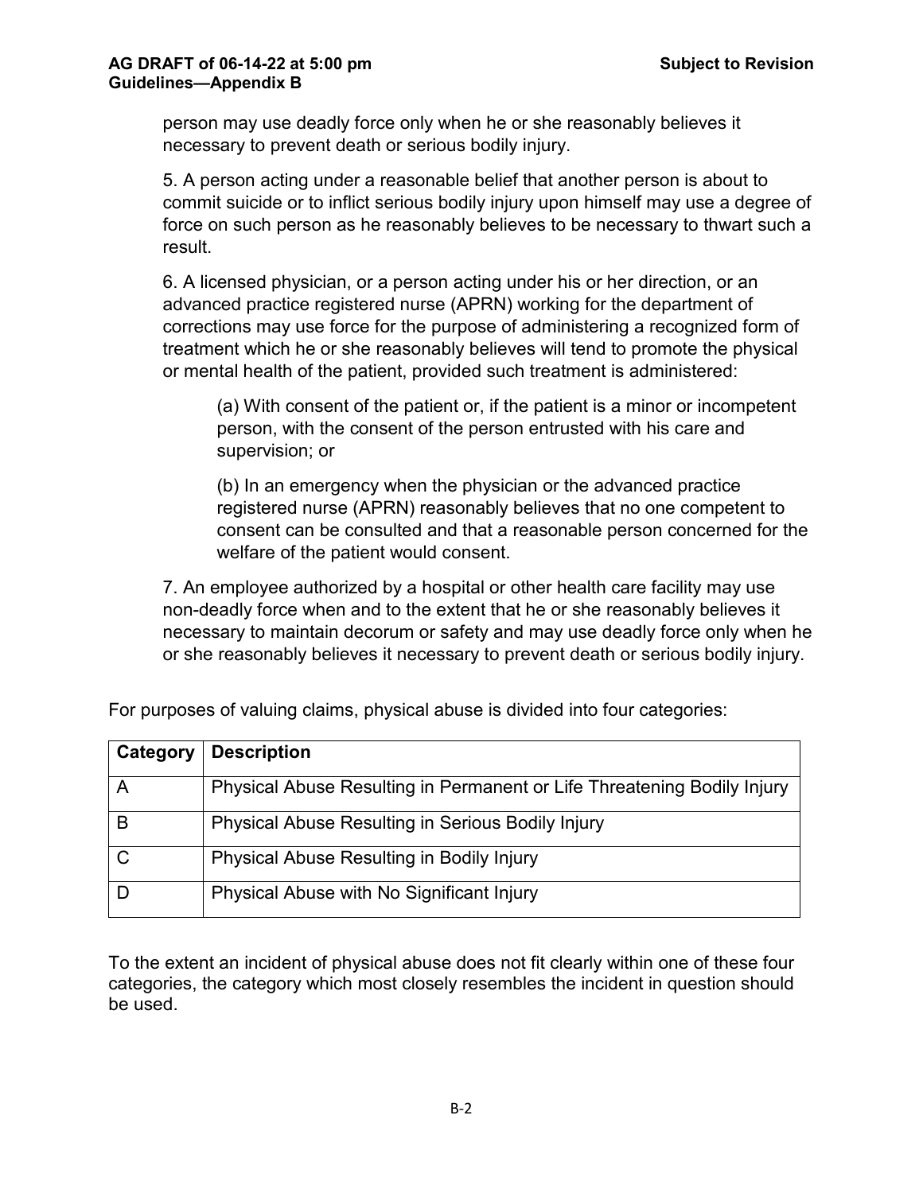person may use deadly force only when he or she reasonably believes it necessary to prevent death or serious bodily injury.

5. A person acting under a reasonable belief that another person is about to commit suicide or to inflict serious bodily injury upon himself may use a degree of force on such person as he reasonably believes to be necessary to thwart such a result.

6. A licensed physician, or a person acting under his or her direction, or an advanced practice registered nurse (APRN) working for the department of corrections may use force for the purpose of administering a recognized form of treatment which he or she reasonably believes will tend to promote the physical or mental health of the patient, provided such treatment is administered:

> (a) With consent of the patient or, if the patient is a minor or incompetent person, with the consent of the person entrusted with his care and supervision; or
>
> (b) In an emergency when the physician or the advanced practice registered nurse (APRN) reasonably believes that no one competent to consent can be consulted and that a reasonable person concerned for the welfare of the patient would consent.

7. An employee authorized by a hospital or other health care facility may use non-deadly force when and to the extent that he or she reasonably believes it necessary to maintain decorum or safety and may use deadly force only when he or she reasonably believes it necessary to prevent death or serious bodily injury.

For purposes of valuing claims, physical abuse is divided into four categories:

| Category | Description |
|---|---|
| A | Physical Abuse Resulting in Permanent or Life Threatening Bodily Injury |
| B | Physical Abuse Resulting in Serious Bodily Injury |
| C | Physical Abuse Resulting in Bodily Injury |
| D | Physical Abuse with No Significant Injury |

To the extent an incident of physical abuse does not fit clearly within one of these four categories, the category which most closely resembles the incident in question should be used.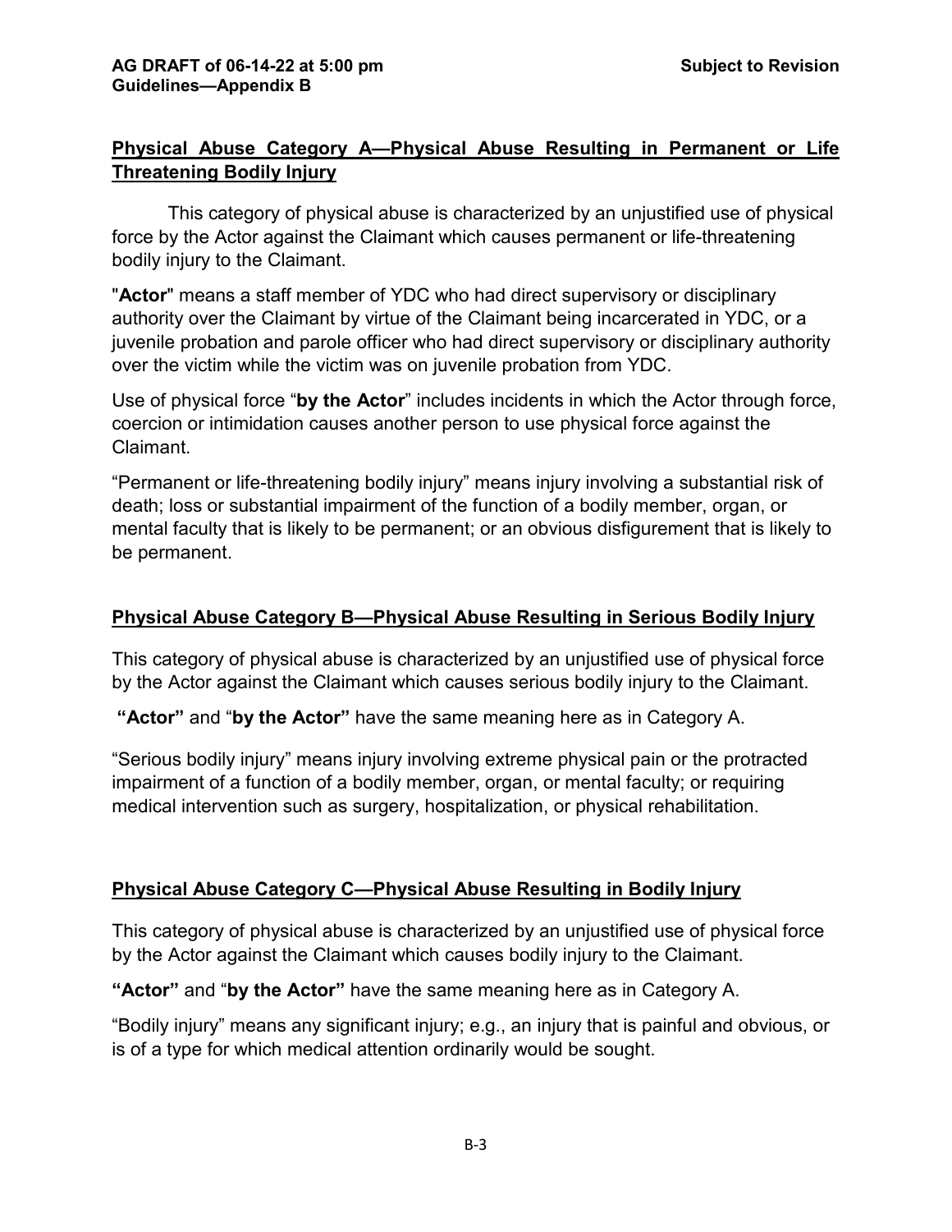## Physical Abuse Category A—Physical Abuse Resulting in Permanent or Life Threatening Bodily Injury

This category of physical abuse is characterized by an unjustified use of physical force by the Actor against the Claimant which causes permanent or life-threatening bodily injury to the Claimant.

"**Actor**" means a staff member of YDC who had direct supervisory or disciplinary authority over the Claimant by virtue of the Claimant being incarcerated in YDC, or a juvenile probation and parole officer who had direct supervisory or disciplinary authority over the victim while the victim was on juvenile probation from YDC.

Use of physical force "**by the Actor**" includes incidents in which the Actor through force, coercion or intimidation causes another person to use physical force against the Claimant.

"Permanent or life-threatening bodily injury" means injury involving a substantial risk of death; loss or substantial impairment of the function of a bodily member, organ, or mental faculty that is likely to be permanent; or an obvious disfigurement that is likely to be permanent.

## Physical Abuse Category B—Physical Abuse Resulting in Serious Bodily Injury

This category of physical abuse is characterized by an unjustified use of physical force by the Actor against the Claimant which causes serious bodily injury to the Claimant.

**"Actor"** and "**by the Actor"** have the same meaning here as in Category A.

"Serious bodily injury" means injury involving extreme physical pain or the protracted impairment of a function of a bodily member, organ, or mental faculty; or requiring medical intervention such as surgery, hospitalization, or physical rehabilitation.

## Physical Abuse Category C—Physical Abuse Resulting in Bodily Injury

This category of physical abuse is characterized by an unjustified use of physical force by the Actor against the Claimant which causes bodily injury to the Claimant.

**"Actor"** and "**by the Actor"** have the same meaning here as in Category A.

"Bodily injury" means any significant injury; e.g., an injury that is painful and obvious, or is of a type for which medical attention ordinarily would be sought.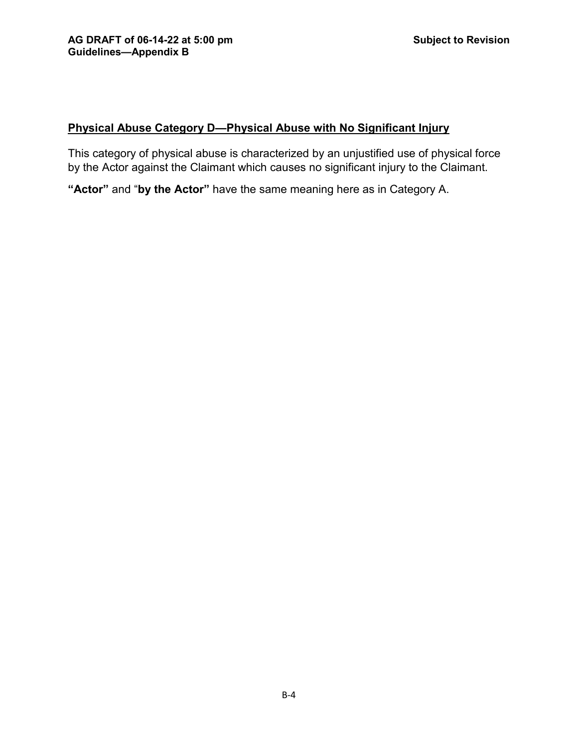## Physical Abuse Category D—Physical Abuse with No Significant Injury

This category of physical abuse is characterized by an unjustified use of physical force by the Actor against the Claimant which causes no significant injury to the Claimant.

**"Actor"** and "**by the Actor"** have the same meaning here as in Category A.